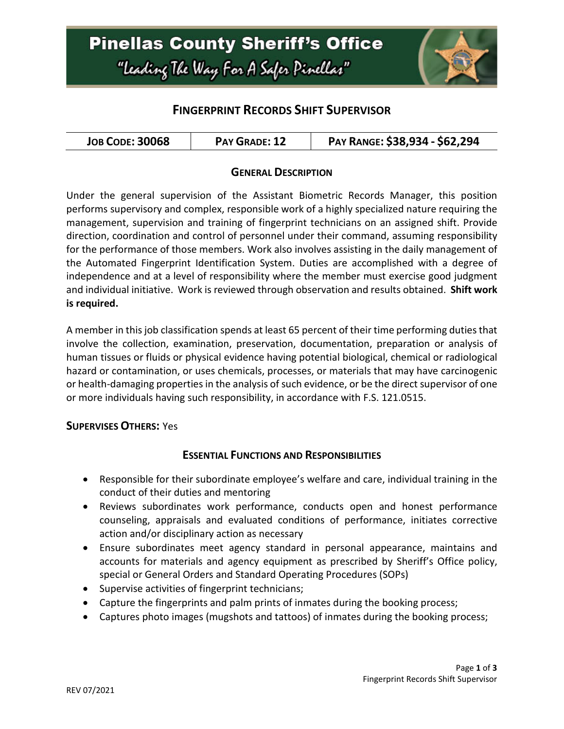# Pinellas County Sheriff's Office

"Leading The Way For A Safer Pinellas"

## Fingerprint Records Shift Supervisor

| Job Code: 30068 | Pay Grade: 12 | Pay Range: $38,934 - $62,294 |
|---|---|---|

### General Description

Under the general supervision of the Assistant Biometric Records Manager, this position performs supervisory and complex, responsible work of a highly specialized nature requiring the management, supervision and training of fingerprint technicians on an assigned shift. Provide direction, coordination and control of personnel under their command, assuming responsibility for the performance of those members. Work also involves assisting in the daily management of the Automated Fingerprint Identification System. Duties are accomplished with a degree of independence and at a level of responsibility where the member must exercise good judgment and individual initiative. Work is reviewed through observation and results obtained. **Shift work is required.**

A member in this job classification spends at least 65 percent of their time performing duties that involve the collection, examination, preservation, documentation, preparation or analysis of human tissues or fluids or physical evidence having potential biological, chemical or radiological hazard or contamination, or uses chemicals, processes, or materials that may have carcinogenic or health-damaging properties in the analysis of such evidence, or be the direct supervisor of one or more individuals having such responsibility, in accordance with F.S. 121.0515.

**Supervises Others:** Yes

### Essential Functions and Responsibilities

- Responsible for their subordinate employee's welfare and care, individual training in the conduct of their duties and mentoring
- Reviews subordinates work performance, conducts open and honest performance counseling, appraisals and evaluated conditions of performance, initiates corrective action and/or disciplinary action as necessary
- Ensure subordinates meet agency standard in personal appearance, maintains and accounts for materials and agency equipment as prescribed by Sheriff's Office policy, special or General Orders and Standard Operating Procedures (SOPs)
- Supervise activities of fingerprint technicians;
- Capture the fingerprints and palm prints of inmates during the booking process;
- Captures photo images (mugshots and tattoos) of inmates during the booking process;

REV 07/2021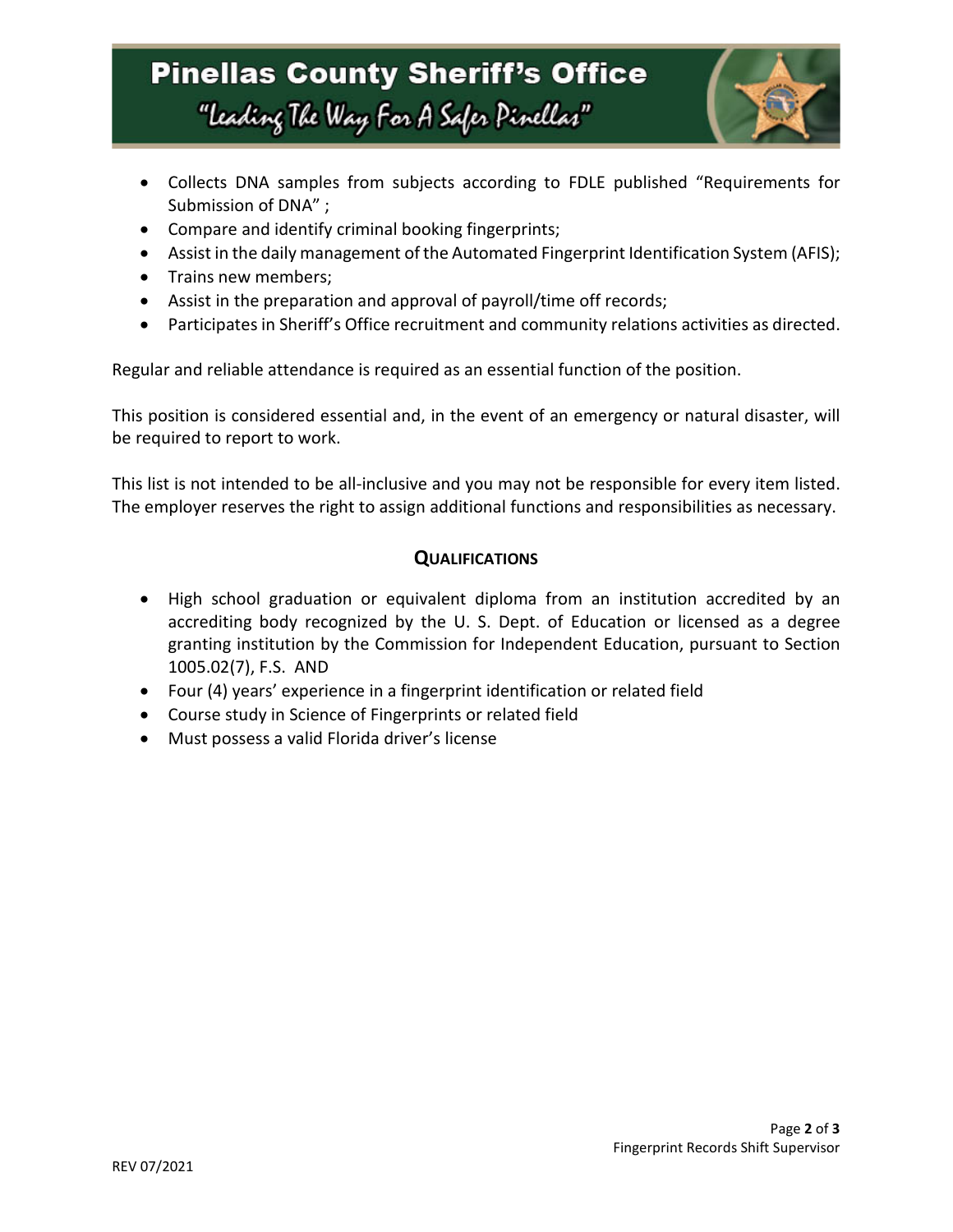- Collects DNA samples from subjects according to FDLE published "Requirements for Submission of DNA" ;
- Compare and identify criminal booking fingerprints;
- Assist in the daily management of the Automated Fingerprint Identification System (AFIS);
- Trains new members;
- Assist in the preparation and approval of payroll/time off records;
- Participates in Sheriff's Office recruitment and community relations activities as directed.

Regular and reliable attendance is required as an essential function of the position.

This position is considered essential and, in the event of an emergency or natural disaster, will be required to report to work.

This list is not intended to be all-inclusive and you may not be responsible for every item listed. The employer reserves the right to assign additional functions and responsibilities as necessary.

## QUALIFICATIONS

- High school graduation or equivalent diploma from an institution accredited by an accrediting body recognized by the U. S. Dept. of Education or licensed as a degree granting institution by the Commission for Independent Education, pursuant to Section 1005.02(7), F.S. AND
- Four (4) years' experience in a fingerprint identification or related field
- Course study in Science of Fingerprints or related field
- Must possess a valid Florida driver's license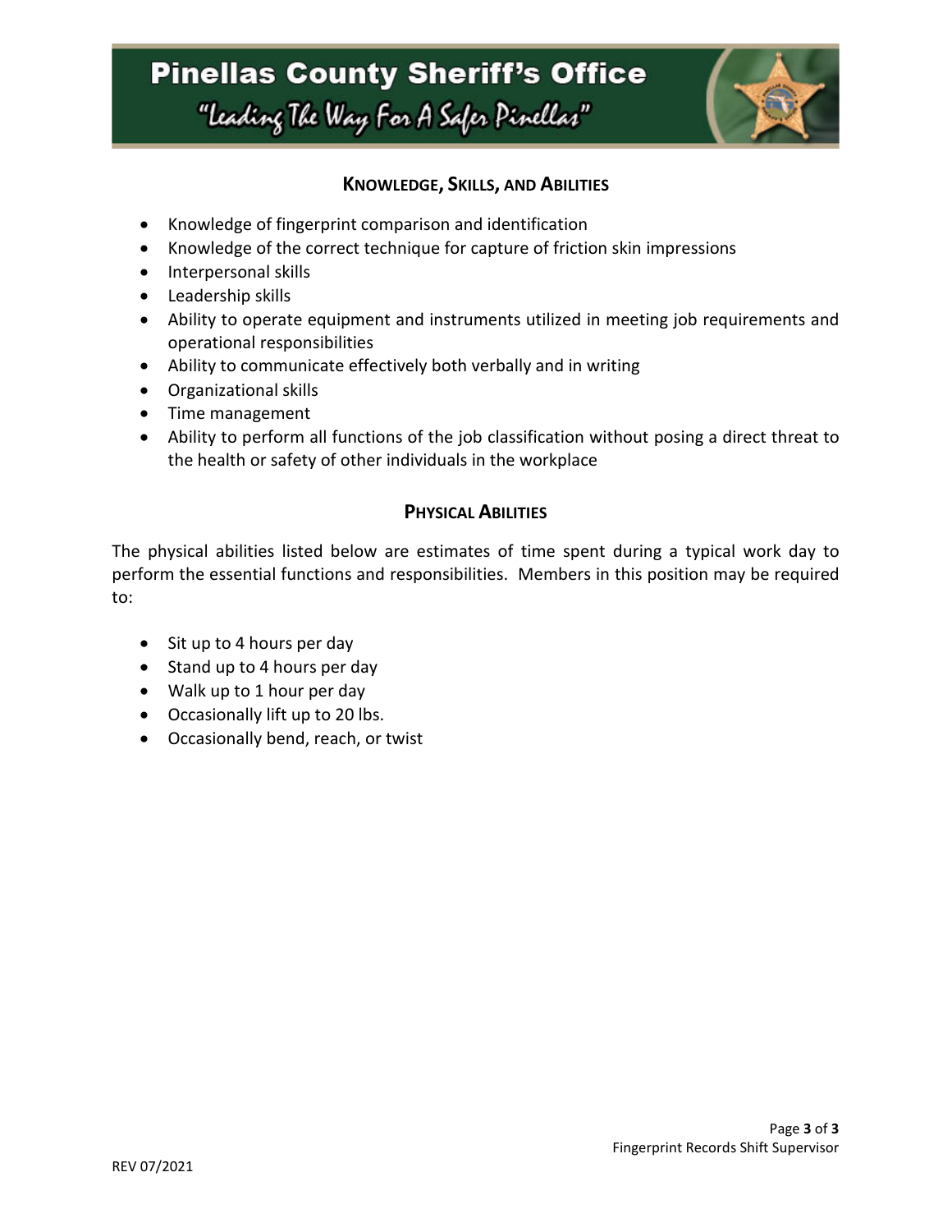## Knowledge, Skills, and Abilities

- Knowledge of fingerprint comparison and identification
- Knowledge of the correct technique for capture of friction skin impressions
- Interpersonal skills
- Leadership skills
- Ability to operate equipment and instruments utilized in meeting job requirements and operational responsibilities
- Ability to communicate effectively both verbally and in writing
- Organizational skills
- Time management
- Ability to perform all functions of the job classification without posing a direct threat to the health or safety of other individuals in the workplace

## Physical Abilities

The physical abilities listed below are estimates of time spent during a typical work day to perform the essential functions and responsibilities. Members in this position may be required to:

- Sit up to 4 hours per day
- Stand up to 4 hours per day
- Walk up to 1 hour per day
- Occasionally lift up to 20 lbs.
- Occasionally bend, reach, or twist